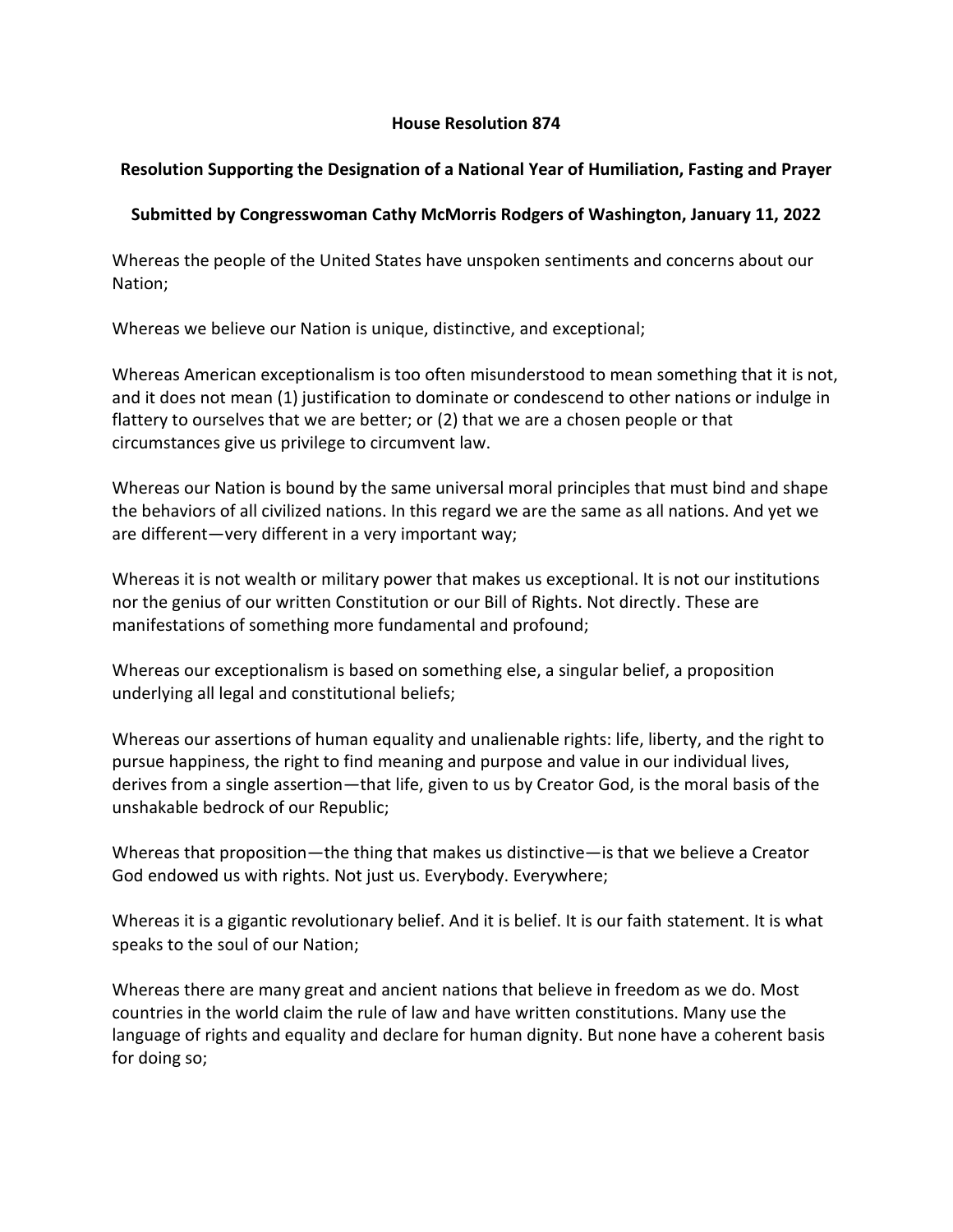**House Resolution 874**

**Resolution Supporting the Designation of a National Year of Humiliation, Fasting and Prayer**

**Submitted by Congresswoman Cathy McMorris Rodgers of Washington, January 11, 2022**

Whereas the people of the United States have unspoken sentiments and concerns about our Nation;

Whereas we believe our Nation is unique, distinctive, and exceptional;

Whereas American exceptionalism is too often misunderstood to mean something that it is not, and it does not mean (1) justification to dominate or condescend to other nations or indulge in flattery to ourselves that we are better; or (2) that we are a chosen people or that circumstances give us privilege to circumvent law.

Whereas our Nation is bound by the same universal moral principles that must bind and shape the behaviors of all civilized nations. In this regard we are the same as all nations. And yet we are different—very different in a very important way;

Whereas it is not wealth or military power that makes us exceptional. It is not our institutions nor the genius of our written Constitution or our Bill of Rights. Not directly. These are manifestations of something more fundamental and profound;

Whereas our exceptionalism is based on something else, a singular belief, a proposition underlying all legal and constitutional beliefs;

Whereas our assertions of human equality and unalienable rights: life, liberty, and the right to pursue happiness, the right to find meaning and purpose and value in our individual lives, derives from a single assertion—that life, given to us by Creator God, is the moral basis of the unshakable bedrock of our Republic;

Whereas that proposition—the thing that makes us distinctive—is that we believe a Creator God endowed us with rights. Not just us. Everybody. Everywhere;

Whereas it is a gigantic revolutionary belief. And it is belief. It is our faith statement. It is what speaks to the soul of our Nation;

Whereas there are many great and ancient nations that believe in freedom as we do. Most countries in the world claim the rule of law and have written constitutions. Many use the language of rights and equality and declare for human dignity. But none have a coherent basis for doing so;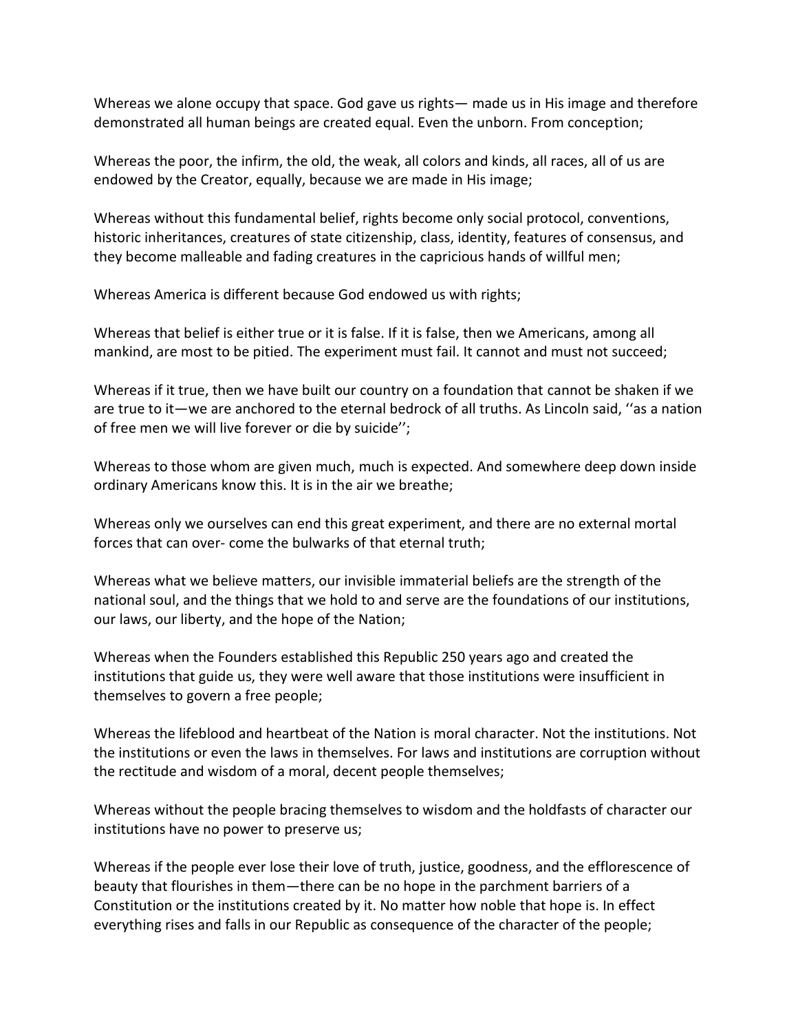Whereas we alone occupy that space. God gave us rights— made us in His image and therefore demonstrated all human beings are created equal. Even the unborn. From conception;

Whereas the poor, the infirm, the old, the weak, all colors and kinds, all races, all of us are endowed by the Creator, equally, because we are made in His image;

Whereas without this fundamental belief, rights become only social protocol, conventions, historic inheritances, creatures of state citizenship, class, identity, features of consensus, and they become malleable and fading creatures in the capricious hands of willful men;

Whereas America is different because God endowed us with rights;

Whereas that belief is either true or it is false. If it is false, then we Americans, among all mankind, are most to be pitied. The experiment must fail. It cannot and must not succeed;

Whereas if it true, then we have built our country on a foundation that cannot be shaken if we are true to it—we are anchored to the eternal bedrock of all truths. As Lincoln said, ''as a nation of free men we will live forever or die by suicide'';

Whereas to those whom are given much, much is expected. And somewhere deep down inside ordinary Americans know this. It is in the air we breathe;

Whereas only we ourselves can end this great experiment, and there are no external mortal forces that can over- come the bulwarks of that eternal truth;

Whereas what we believe matters, our invisible immaterial beliefs are the strength of the national soul, and the things that we hold to and serve are the foundations of our institutions, our laws, our liberty, and the hope of the Nation;

Whereas when the Founders established this Republic 250 years ago and created the institutions that guide us, they were well aware that those institutions were insufficient in themselves to govern a free people;

Whereas the lifeblood and heartbeat of the Nation is moral character. Not the institutions. Not the institutions or even the laws in themselves. For laws and institutions are corruption without the rectitude and wisdom of a moral, decent people themselves;

Whereas without the people bracing themselves to wisdom and the holdfasts of character our institutions have no power to preserve us;

Whereas if the people ever lose their love of truth, justice, goodness, and the efflorescence of beauty that flourishes in them—there can be no hope in the parchment barriers of a Constitution or the institutions created by it. No matter how noble that hope is. In effect everything rises and falls in our Republic as consequence of the character of the people;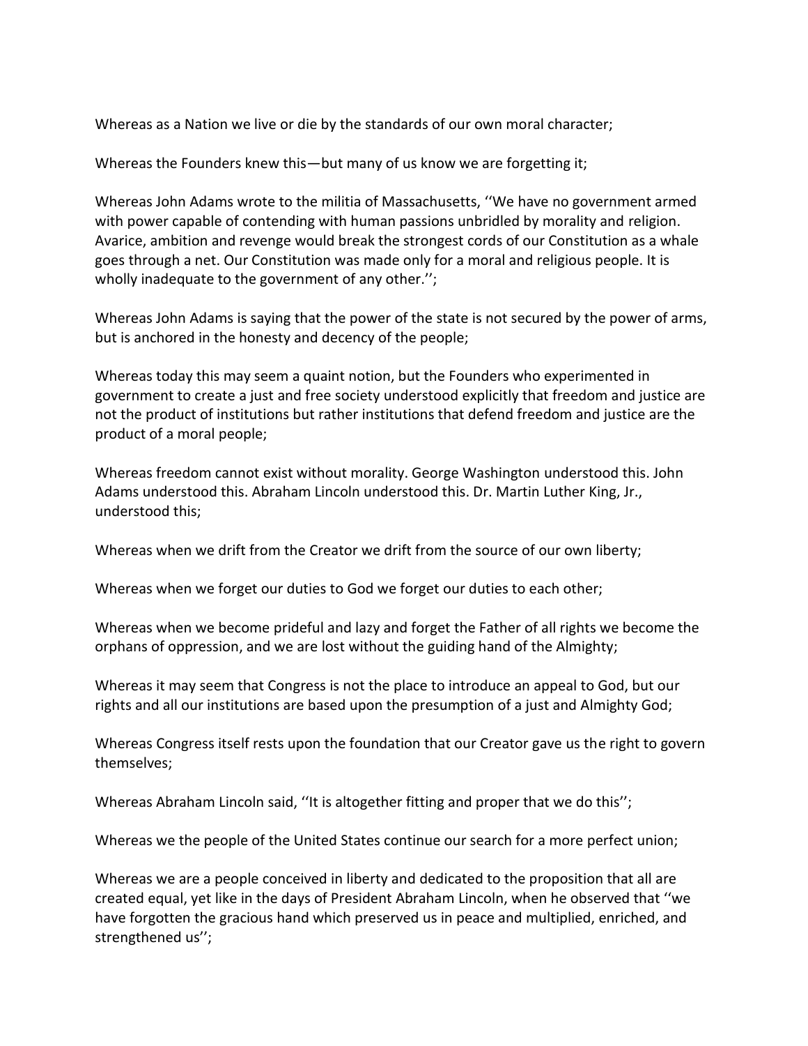Whereas as a Nation we live or die by the standards of our own moral character;

Whereas the Founders knew this—but many of us know we are forgetting it;

Whereas John Adams wrote to the militia of Massachusetts, ''We have no government armed with power capable of contending with human passions unbridled by morality and religion. Avarice, ambition and revenge would break the strongest cords of our Constitution as a whale goes through a net. Our Constitution was made only for a moral and religious people. It is wholly inadequate to the government of any other.'';

Whereas John Adams is saying that the power of the state is not secured by the power of arms, but is anchored in the honesty and decency of the people;

Whereas today this may seem a quaint notion, but the Founders who experimented in government to create a just and free society understood explicitly that freedom and justice are not the product of institutions but rather institutions that defend freedom and justice are the product of a moral people;

Whereas freedom cannot exist without morality. George Washington understood this. John Adams understood this. Abraham Lincoln understood this. Dr. Martin Luther King, Jr., understood this;

Whereas when we drift from the Creator we drift from the source of our own liberty;

Whereas when we forget our duties to God we forget our duties to each other;

Whereas when we become prideful and lazy and forget the Father of all rights we become the orphans of oppression, and we are lost without the guiding hand of the Almighty;

Whereas it may seem that Congress is not the place to introduce an appeal to God, but our rights and all our institutions are based upon the presumption of a just and Almighty God;

Whereas Congress itself rests upon the foundation that our Creator gave us the right to govern themselves;

Whereas Abraham Lincoln said, ''It is altogether fitting and proper that we do this'';

Whereas we the people of the United States continue our search for a more perfect union;

Whereas we are a people conceived in liberty and dedicated to the proposition that all are created equal, yet like in the days of President Abraham Lincoln, when he observed that ''we have forgotten the gracious hand which preserved us in peace and multiplied, enriched, and strengthened us'';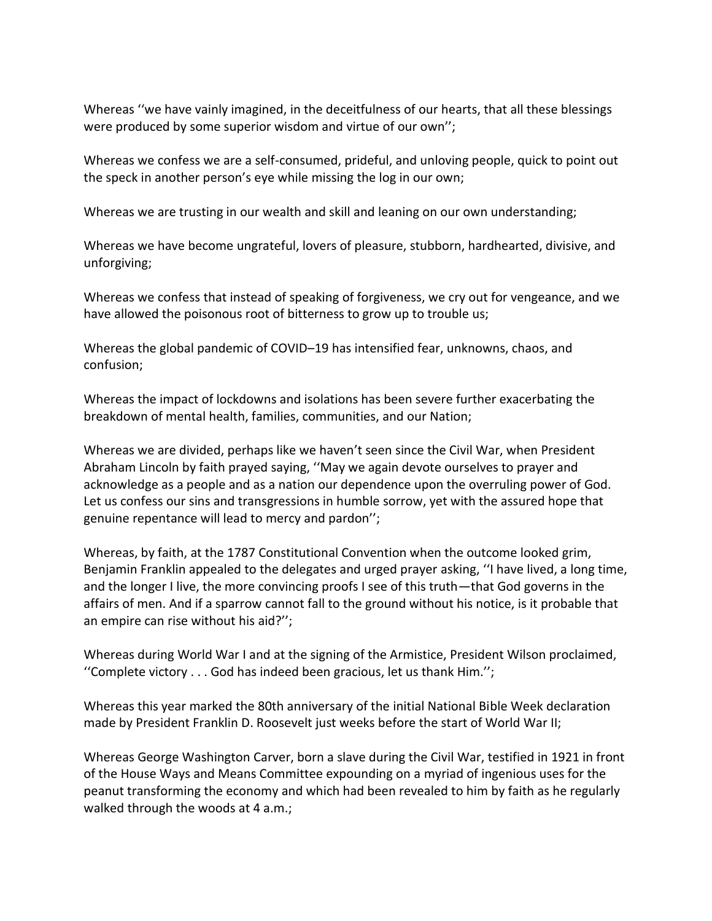Whereas ‘‘we have vainly imagined, in the deceitfulness of our hearts, that all these blessings were produced by some superior wisdom and virtue of our own’’;

Whereas we confess we are a self-consumed, prideful, and unloving people, quick to point out the speck in another person’s eye while missing the log in our own;

Whereas we are trusting in our wealth and skill and leaning on our own understanding;

Whereas we have become ungrateful, lovers of pleasure, stubborn, hardhearted, divisive, and unforgiving;

Whereas we confess that instead of speaking of forgiveness, we cry out for vengeance, and we have allowed the poisonous root of bitterness to grow up to trouble us;

Whereas the global pandemic of COVID–19 has intensified fear, unknowns, chaos, and confusion;

Whereas the impact of lockdowns and isolations has been severe further exacerbating the breakdown of mental health, families, communities, and our Nation;

Whereas we are divided, perhaps like we haven’t seen since the Civil War, when President Abraham Lincoln by faith prayed saying, ‘‘May we again devote ourselves to prayer and acknowledge as a people and as a nation our dependence upon the overruling power of God. Let us confess our sins and transgressions in humble sorrow, yet with the assured hope that genuine repentance will lead to mercy and pardon’’;

Whereas, by faith, at the 1787 Constitutional Convention when the outcome looked grim, Benjamin Franklin appealed to the delegates and urged prayer asking, ‘‘I have lived, a long time, and the longer I live, the more convincing proofs I see of this truth—that God governs in the affairs of men. And if a sparrow cannot fall to the ground without his notice, is it probable that an empire can rise without his aid?’’;

Whereas during World War I and at the signing of the Armistice, President Wilson proclaimed, ‘‘Complete victory . . . God has indeed been gracious, let us thank Him.’’;

Whereas this year marked the 80th anniversary of the initial National Bible Week declaration made by President Franklin D. Roosevelt just weeks before the start of World War II;

Whereas George Washington Carver, born a slave during the Civil War, testified in 1921 in front of the House Ways and Means Committee expounding on a myriad of ingenious uses for the peanut transforming the economy and which had been revealed to him by faith as he regularly walked through the woods at 4 a.m.;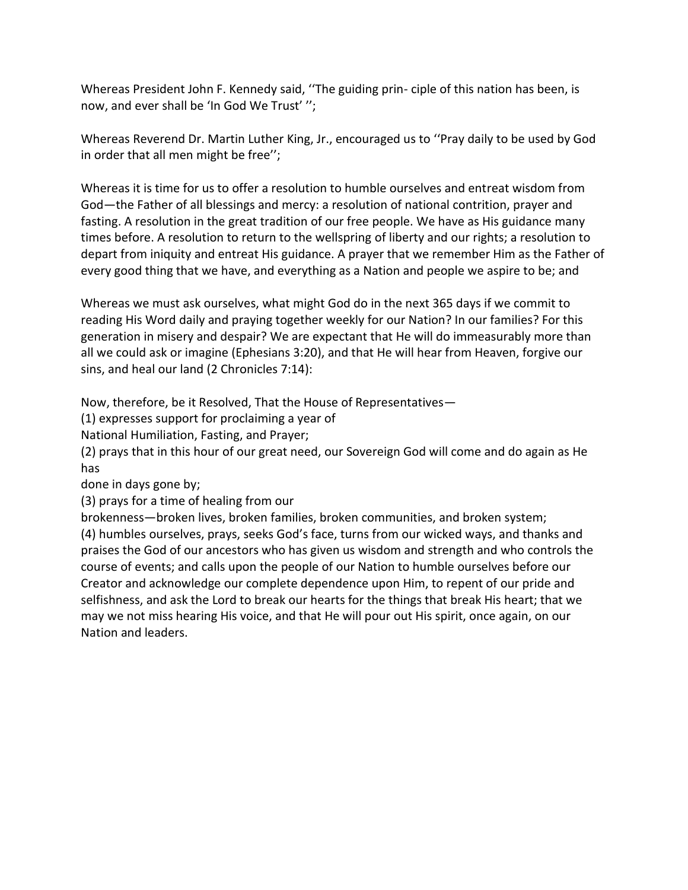Whereas President John F. Kennedy said, ''The guiding prin- ciple of this nation has been, is now, and ever shall be 'In God We Trust' '';

Whereas Reverend Dr. Martin Luther King, Jr., encouraged us to ''Pray daily to be used by God in order that all men might be free'';

Whereas it is time for us to offer a resolution to humble ourselves and entreat wisdom from God—the Father of all blessings and mercy: a resolution of national contrition, prayer and fasting. A resolution in the great tradition of our free people. We have as His guidance many times before. A resolution to return to the wellspring of liberty and our rights; a resolution to depart from iniquity and entreat His guidance. A prayer that we remember Him as the Father of every good thing that we have, and everything as a Nation and people we aspire to be; and

Whereas we must ask ourselves, what might God do in the next 365 days if we commit to reading His Word daily and praying together weekly for our Nation? In our families? For this generation in misery and despair? We are expectant that He will do immeasurably more than all we could ask or imagine (Ephesians 3:20), and that He will hear from Heaven, forgive our sins, and heal our land (2 Chronicles 7:14):

Now, therefore, be it Resolved, That the House of Representatives—

(1) expresses support for proclaiming a year of National Humiliation, Fasting, and Prayer;

(2) prays that in this hour of our great need, our Sovereign God will come and do again as He has done in days gone by;

(3) prays for a time of healing from our brokenness—broken lives, broken families, broken communities, and broken system;

(4) humbles ourselves, prays, seeks God's face, turns from our wicked ways, and thanks and praises the God of our ancestors who has given us wisdom and strength and who controls the course of events; and calls upon the people of our Nation to humble ourselves before our Creator and acknowledge our complete dependence upon Him, to repent of our pride and selfishness, and ask the Lord to break our hearts for the things that break His heart; that we may we not miss hearing His voice, and that He will pour out His spirit, once again, on our Nation and leaders.